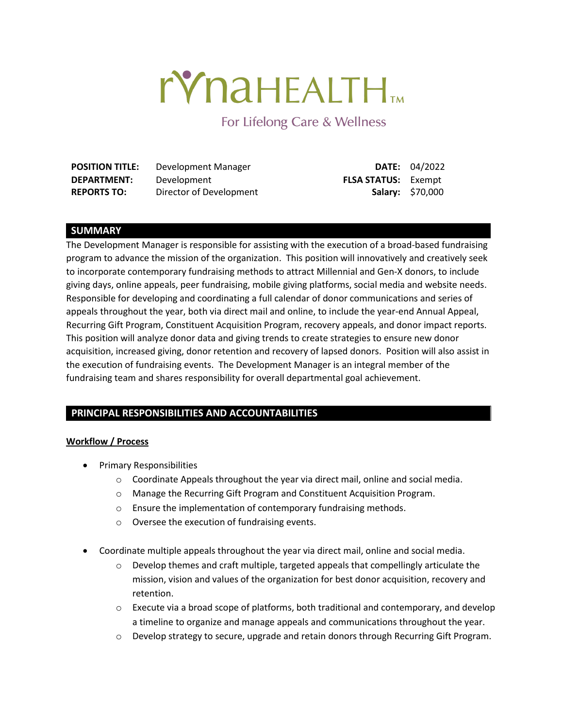# rynaHEALTH™

For Lifelong Care & Wellness

| | | | |
|---|---|---|---|
| **POSITION TITLE:** | Development Manager | **DATE:** | 04/2022 |
| **DEPARTMENT:** | Development | **FLSA STATUS:** | Exempt |
| **REPORTS TO:** | Director of Development | **Salary:** | $70,000 |

## SUMMARY

The Development Manager is responsible for assisting with the execution of a broad-based fundraising program to advance the mission of the organization. This position will innovatively and creatively seek to incorporate contemporary fundraising methods to attract Millennial and Gen-X donors, to include giving days, online appeals, peer fundraising, mobile giving platforms, social media and website needs. Responsible for developing and coordinating a full calendar of donor communications and series of appeals throughout the year, both via direct mail and online, to include the year-end Annual Appeal, Recurring Gift Program, Constituent Acquisition Program, recovery appeals, and donor impact reports. This position will analyze donor data and giving trends to create strategies to ensure new donor acquisition, increased giving, donor retention and recovery of lapsed donors. Position will also assist in the execution of fundraising events. The Development Manager is an integral member of the fundraising team and shares responsibility for overall departmental goal achievement.

## PRINCIPAL RESPONSIBILITIES AND ACCOUNTABILITIES

**Workflow / Process**

- Primary Responsibilities
    - Coordinate Appeals throughout the year via direct mail, online and social media.
    - Manage the Recurring Gift Program and Constituent Acquisition Program.
    - Ensure the implementation of contemporary fundraising methods.
    - Oversee the execution of fundraising events.

- Coordinate multiple appeals throughout the year via direct mail, online and social media.
    - Develop themes and craft multiple, targeted appeals that compellingly articulate the mission, vision and values of the organization for best donor acquisition, recovery and retention.
    - Execute via a broad scope of platforms, both traditional and contemporary, and develop a timeline to organize and manage appeals and communications throughout the year.
    - Develop strategy to secure, upgrade and retain donors through Recurring Gift Program.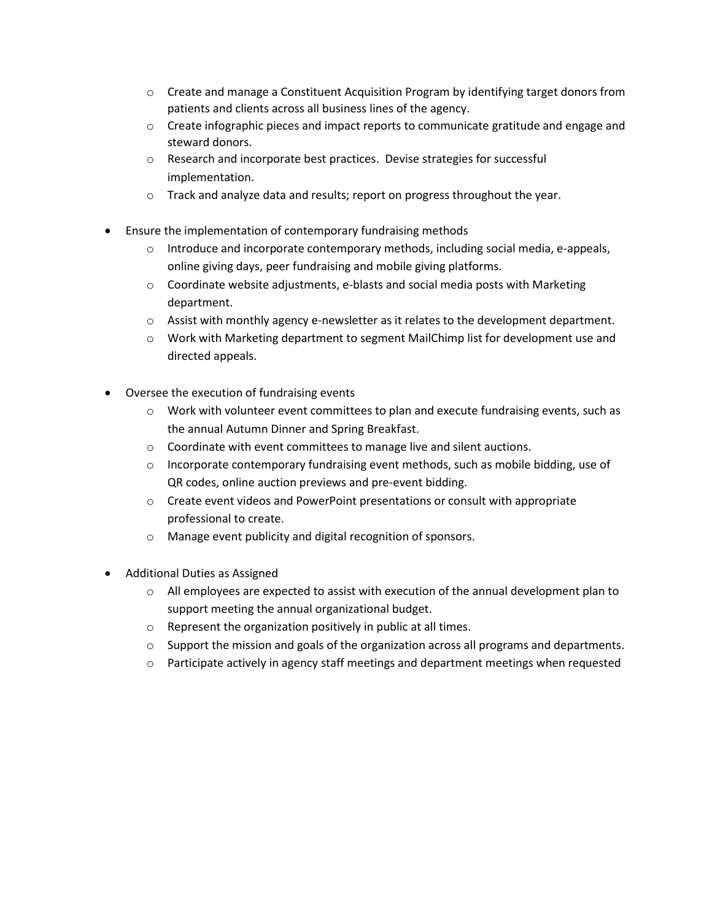- Create and manage a Constituent Acquisition Program by identifying target donors from patients and clients across all business lines of the agency.
  - Create infographic pieces and impact reports to communicate gratitude and engage and steward donors.
  - Research and incorporate best practices. Devise strategies for successful implementation.
  - Track and analyze data and results; report on progress throughout the year.

- Ensure the implementation of contemporary fundraising methods
  - Introduce and incorporate contemporary methods, including social media, e-appeals, online giving days, peer fundraising and mobile giving platforms.
  - Coordinate website adjustments, e-blasts and social media posts with Marketing department.
  - Assist with monthly agency e-newsletter as it relates to the development department.
  - Work with Marketing department to segment MailChimp list for development use and directed appeals.

- Oversee the execution of fundraising events
  - Work with volunteer event committees to plan and execute fundraising events, such as the annual Autumn Dinner and Spring Breakfast.
  - Coordinate with event committees to manage live and silent auctions.
  - Incorporate contemporary fundraising event methods, such as mobile bidding, use of QR codes, online auction previews and pre-event bidding.
  - Create event videos and PowerPoint presentations or consult with appropriate professional to create.
  - Manage event publicity and digital recognition of sponsors.

- Additional Duties as Assigned
  - All employees are expected to assist with execution of the annual development plan to support meeting the annual organizational budget.
  - Represent the organization positively in public at all times.
  - Support the mission and goals of the organization across all programs and departments.
  - Participate actively in agency staff meetings and department meetings when requested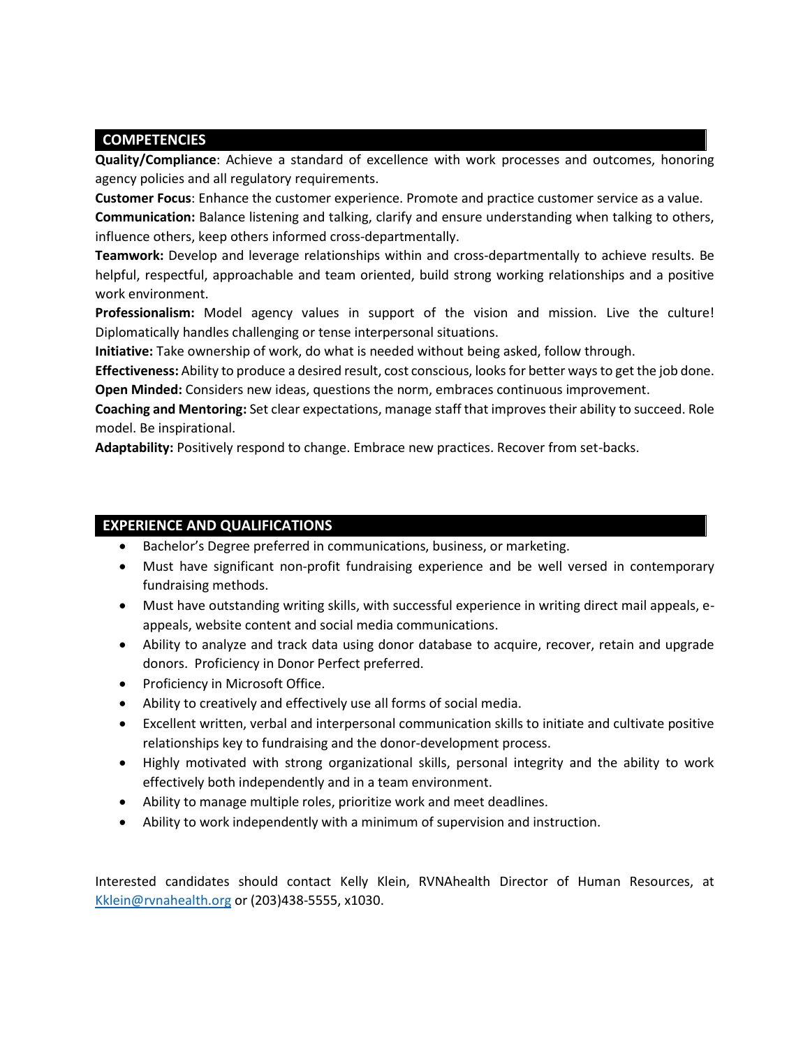## COMPETENCIES

**Quality/Compliance**: Achieve a standard of excellence with work processes and outcomes, honoring agency policies and all regulatory requirements.
**Customer Focus**: Enhance the customer experience. Promote and practice customer service as a value.
**Communication:** Balance listening and talking, clarify and ensure understanding when talking to others, influence others, keep others informed cross-departmentally.
**Teamwork:** Develop and leverage relationships within and cross-departmentally to achieve results. Be helpful, respectful, approachable and team oriented, build strong working relationships and a positive work environment.
**Professionalism:** Model agency values in support of the vision and mission. Live the culture! Diplomatically handles challenging or tense interpersonal situations.
**Initiative:** Take ownership of work, do what is needed without being asked, follow through.
**Effectiveness:** Ability to produce a desired result, cost conscious, looks for better ways to get the job done.
**Open Minded:** Considers new ideas, questions the norm, embraces continuous improvement.
**Coaching and Mentoring:** Set clear expectations, manage staff that improves their ability to succeed. Role model. Be inspirational.
**Adaptability:** Positively respond to change. Embrace new practices. Recover from set-backs.

## EXPERIENCE AND QUALIFICATIONS

- Bachelor's Degree preferred in communications, business, or marketing.
- Must have significant non-profit fundraising experience and be well versed in contemporary fundraising methods.
- Must have outstanding writing skills, with successful experience in writing direct mail appeals, e-appeals, website content and social media communications.
- Ability to analyze and track data using donor database to acquire, recover, retain and upgrade donors. Proficiency in Donor Perfect preferred.
- Proficiency in Microsoft Office.
- Ability to creatively and effectively use all forms of social media.
- Excellent written, verbal and interpersonal communication skills to initiate and cultivate positive relationships key to fundraising and the donor-development process.
- Highly motivated with strong organizational skills, personal integrity and the ability to work effectively both independently and in a team environment.
- Ability to manage multiple roles, prioritize work and meet deadlines.
- Ability to work independently with a minimum of supervision and instruction.

Interested candidates should contact Kelly Klein, RVNAhealth Director of Human Resources, at Kklein@rvnahealth.org or (203)438-5555, x1030.